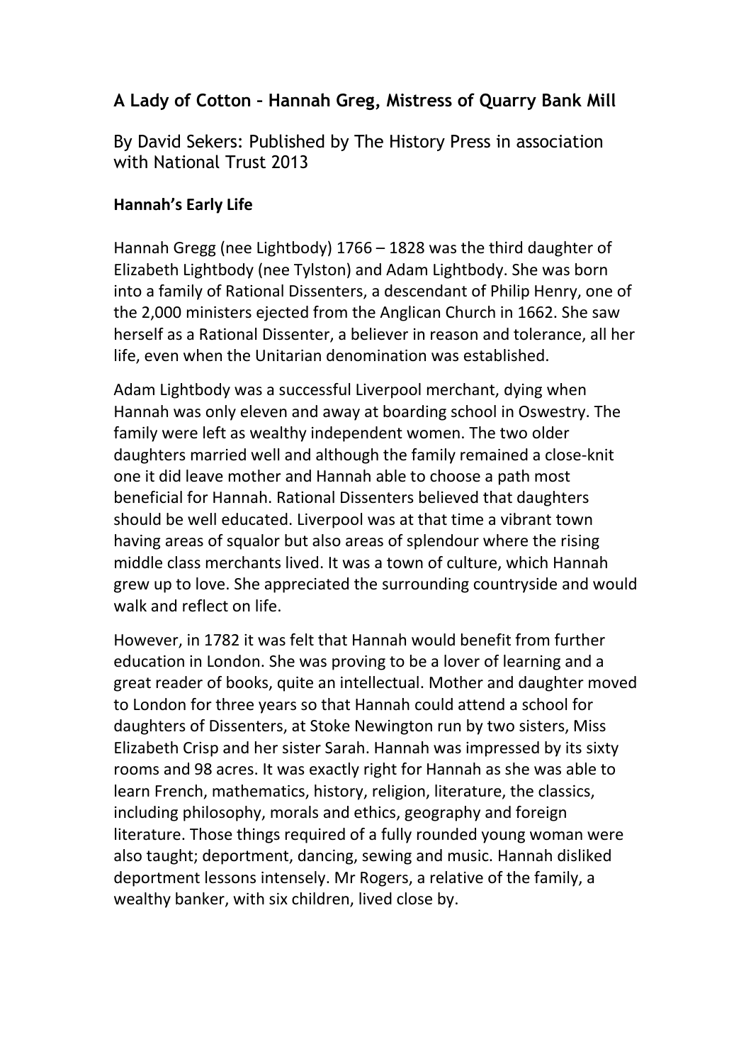# A Lady of Cotton – Hannah Greg, Mistress of Quarry Bank Mill

By David Sekers: Published by The History Press in association with National Trust 2013

## Hannah's Early Life

Hannah Gregg (nee Lightbody) 1766 – 1828 was the third daughter of Elizabeth Lightbody (nee Tylston) and Adam Lightbody. She was born into a family of Rational Dissenters, a descendant of Philip Henry, one of the 2,000 ministers ejected from the Anglican Church in 1662. She saw herself as a Rational Dissenter, a believer in reason and tolerance, all her life, even when the Unitarian denomination was established.

Adam Lightbody was a successful Liverpool merchant, dying when Hannah was only eleven and away at boarding school in Oswestry. The family were left as wealthy independent women. The two older daughters married well and although the family remained a close-knit one it did leave mother and Hannah able to choose a path most beneficial for Hannah. Rational Dissenters believed that daughters should be well educated. Liverpool was at that time a vibrant town having areas of squalor but also areas of splendour where the rising middle class merchants lived. It was a town of culture, which Hannah grew up to love. She appreciated the surrounding countryside and would walk and reflect on life.

However, in 1782 it was felt that Hannah would benefit from further education in London. She was proving to be a lover of learning and a great reader of books, quite an intellectual. Mother and daughter moved to London for three years so that Hannah could attend a school for daughters of Dissenters, at Stoke Newington run by two sisters, Miss Elizabeth Crisp and her sister Sarah. Hannah was impressed by its sixty rooms and 98 acres. It was exactly right for Hannah as she was able to learn French, mathematics, history, religion, literature, the classics, including philosophy, morals and ethics, geography and foreign literature. Those things required of a fully rounded young woman were also taught; deportment, dancing, sewing and music. Hannah disliked deportment lessons intensely. Mr Rogers, a relative of the family, a wealthy banker, with six children, lived close by.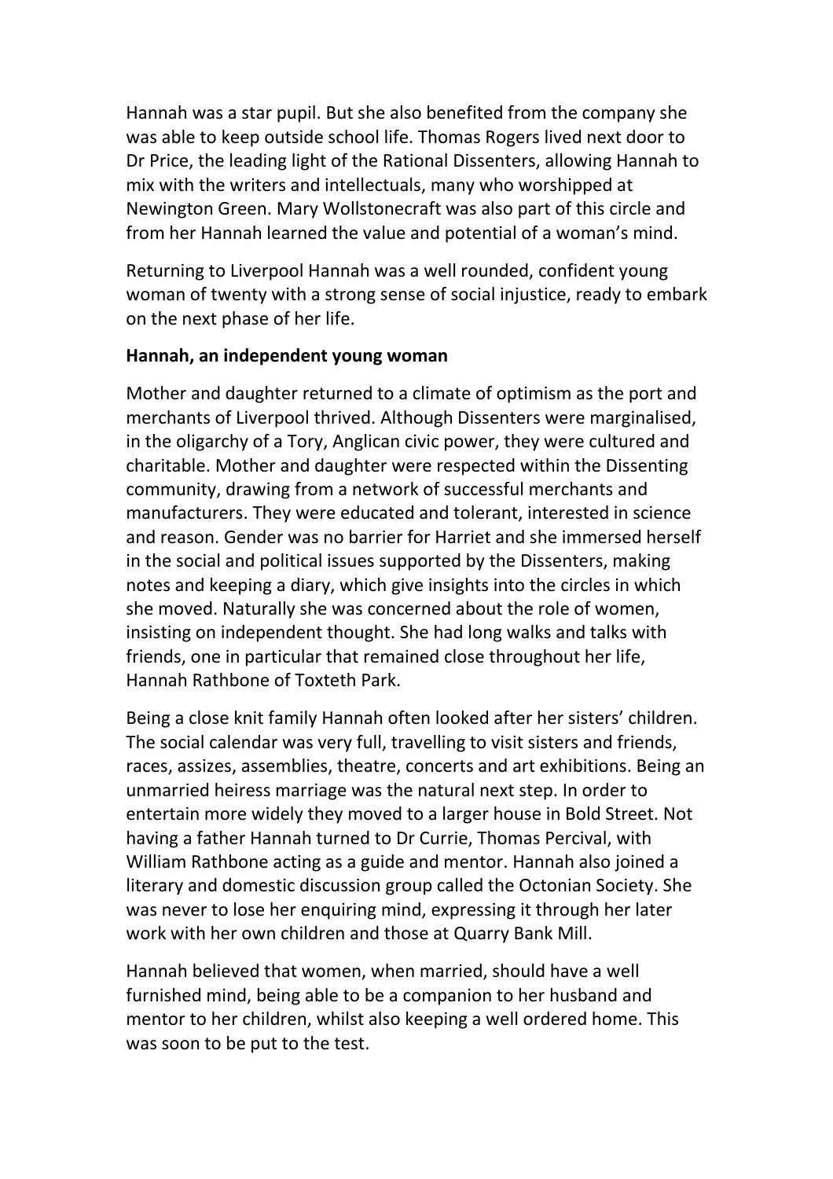Hannah was a star pupil. But she also benefited from the company she was able to keep outside school life. Thomas Rogers lived next door to Dr Price, the leading light of the Rational Dissenters, allowing Hannah to mix with the writers and intellectuals, many who worshipped at Newington Green. Mary Wollstonecraft was also part of this circle and from her Hannah learned the value and potential of a woman's mind.

Returning to Liverpool Hannah was a well rounded, confident young woman of twenty with a strong sense of social injustice, ready to embark on the next phase of her life.

**Hannah, an independent young woman**

Mother and daughter returned to a climate of optimism as the port and merchants of Liverpool thrived. Although Dissenters were marginalised, in the oligarchy of a Tory, Anglican civic power, they were cultured and charitable. Mother and daughter were respected within the Dissenting community, drawing from a network of successful merchants and manufacturers. They were educated and tolerant, interested in science and reason. Gender was no barrier for Harriet and she immersed herself in the social and political issues supported by the Dissenters, making notes and keeping a diary, which give insights into the circles in which she moved. Naturally she was concerned about the role of women, insisting on independent thought. She had long walks and talks with friends, one in particular that remained close throughout her life, Hannah Rathbone of Toxteth Park.

Being a close knit family Hannah often looked after her sisters' children. The social calendar was very full, travelling to visit sisters and friends, races, assizes, assemblies, theatre, concerts and art exhibitions. Being an unmarried heiress marriage was the natural next step. In order to entertain more widely they moved to a larger house in Bold Street. Not having a father Hannah turned to Dr Currie, Thomas Percival, with William Rathbone acting as a guide and mentor. Hannah also joined a literary and domestic discussion group called the Octonian Society. She was never to lose her enquiring mind, expressing it through her later work with her own children and those at Quarry Bank Mill.

Hannah believed that women, when married, should have a well furnished mind, being able to be a companion to her husband and mentor to her children, whilst also keeping a well ordered home. This was soon to be put to the test.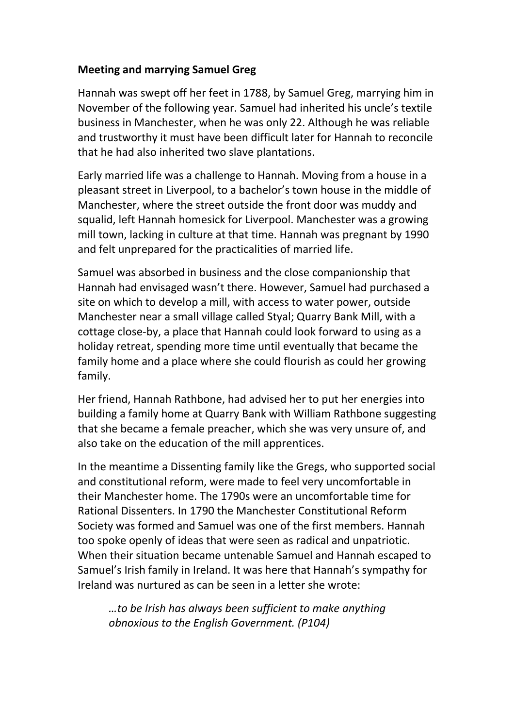**Meeting and marrying Samuel Greg**

Hannah was swept off her feet in 1788, by Samuel Greg, marrying him in November of the following year. Samuel had inherited his uncle's textile business in Manchester, when he was only 22. Although he was reliable and trustworthy it must have been difficult later for Hannah to reconcile that he had also inherited two slave plantations.

Early married life was a challenge to Hannah. Moving from a house in a pleasant street in Liverpool, to a bachelor's town house in the middle of Manchester, where the street outside the front door was muddy and squalid, left Hannah homesick for Liverpool. Manchester was a growing mill town, lacking in culture at that time. Hannah was pregnant by 1990 and felt unprepared for the practicalities of married life.

Samuel was absorbed in business and the close companionship that Hannah had envisaged wasn't there. However, Samuel had purchased a site on which to develop a mill, with access to water power, outside Manchester near a small village called Styal; Quarry Bank Mill, with a cottage close-by, a place that Hannah could look forward to using as a holiday retreat, spending more time until eventually that became the family home and a place where she could flourish as could her growing family.

Her friend, Hannah Rathbone, had advised her to put her energies into building a family home at Quarry Bank with William Rathbone suggesting that she became a female preacher, which she was very unsure of, and also take on the education of the mill apprentices.

In the meantime a Dissenting family like the Gregs, who supported social and constitutional reform, were made to feel very uncomfortable in their Manchester home. The 1790s were an uncomfortable time for Rational Dissenters. In 1790 the Manchester Constitutional Reform Society was formed and Samuel was one of the first members. Hannah too spoke openly of ideas that were seen as radical and unpatriotic. When their situation became untenable Samuel and Hannah escaped to Samuel's Irish family in Ireland. It was here that Hannah's sympathy for Ireland was nurtured as can be seen in a letter she wrote:

> *…to be Irish has always been sufficient to make anything obnoxious to the English Government. (P104)*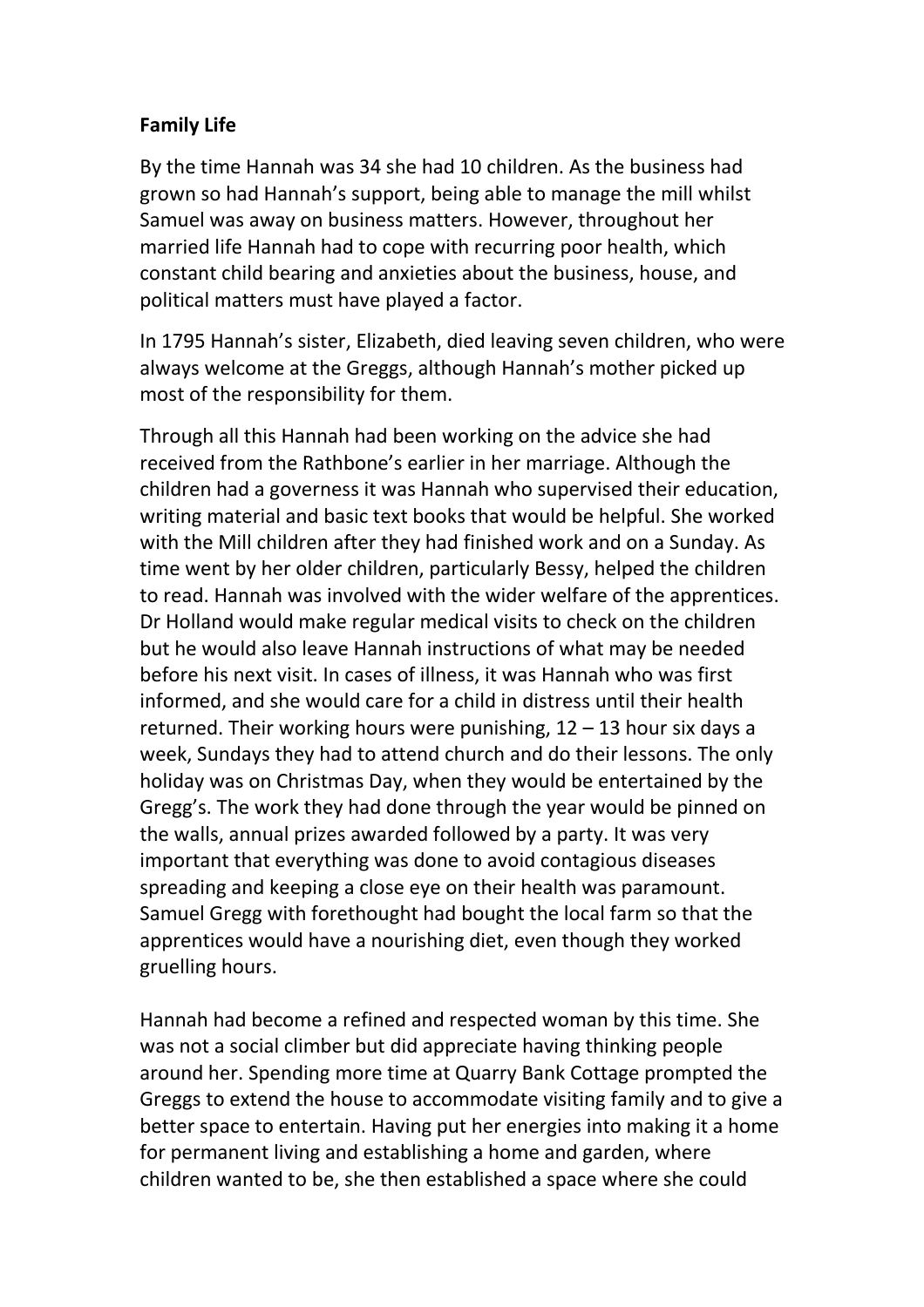**Family Life**

By the time Hannah was 34 she had 10 children. As the business had grown so had Hannah's support, being able to manage the mill whilst Samuel was away on business matters. However, throughout her married life Hannah had to cope with recurring poor health, which constant child bearing and anxieties about the business, house, and political matters must have played a factor.

In 1795 Hannah's sister, Elizabeth, died leaving seven children, who were always welcome at the Greggs, although Hannah's mother picked up most of the responsibility for them.

Through all this Hannah had been working on the advice she had received from the Rathbone's earlier in her marriage. Although the children had a governess it was Hannah who supervised their education, writing material and basic text books that would be helpful. She worked with the Mill children after they had finished work and on a Sunday. As time went by her older children, particularly Bessy, helped the children to read. Hannah was involved with the wider welfare of the apprentices. Dr Holland would make regular medical visits to check on the children but he would also leave Hannah instructions of what may be needed before his next visit. In cases of illness, it was Hannah who was first informed, and she would care for a child in distress until their health returned. Their working hours were punishing, 12 – 13 hour six days a week, Sundays they had to attend church and do their lessons. The only holiday was on Christmas Day, when they would be entertained by the Gregg's. The work they had done through the year would be pinned on the walls, annual prizes awarded followed by a party. It was very important that everything was done to avoid contagious diseases spreading and keeping a close eye on their health was paramount. Samuel Gregg with forethought had bought the local farm so that the apprentices would have a nourishing diet, even though they worked gruelling hours.

Hannah had become a refined and respected woman by this time. She was not a social climber but did appreciate having thinking people around her. Spending more time at Quarry Bank Cottage prompted the Greggs to extend the house to accommodate visiting family and to give a better space to entertain. Having put her energies into making it a home for permanent living and establishing a home and garden, where children wanted to be, she then established a space where she could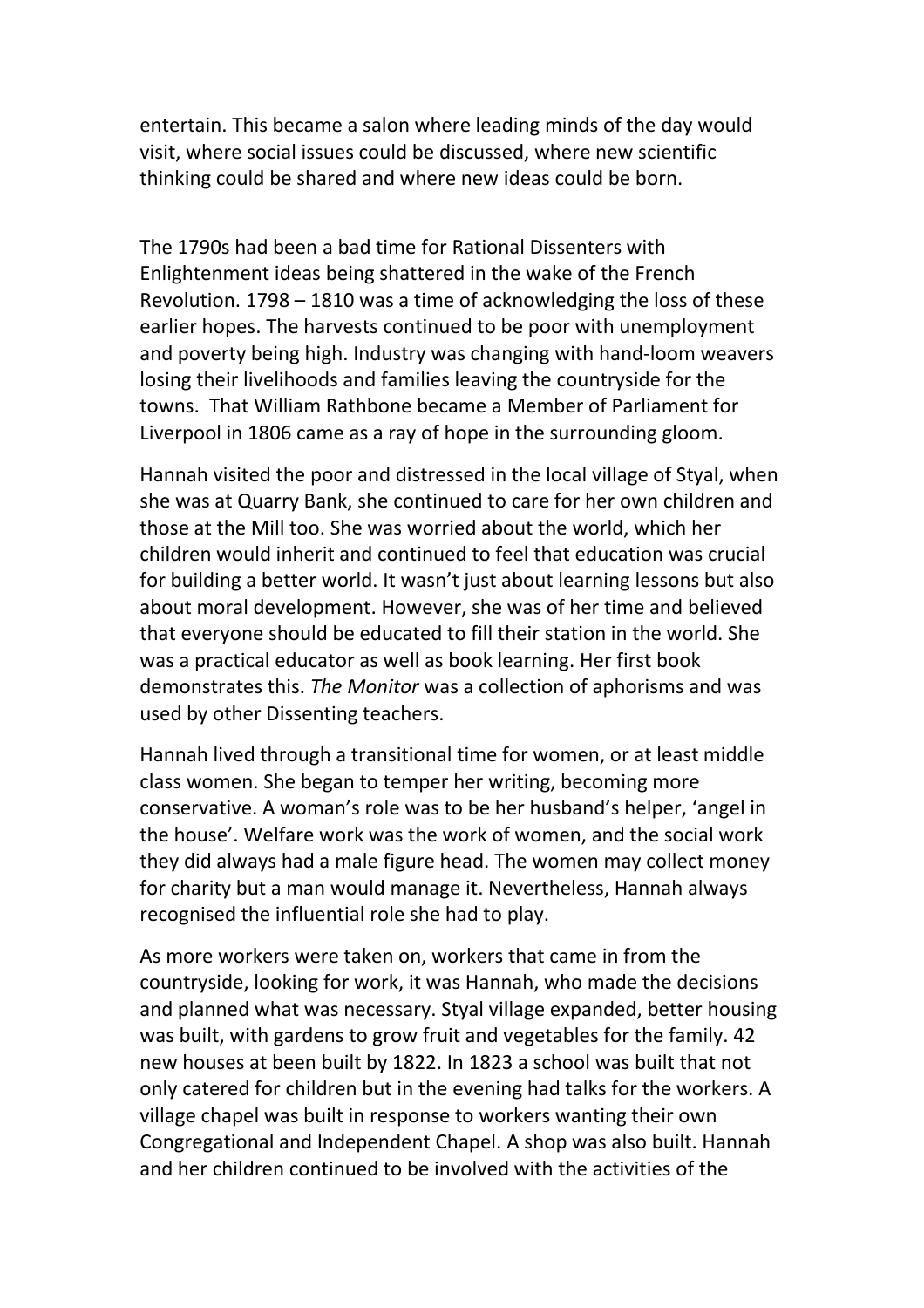entertain. This became a salon where leading minds of the day would visit, where social issues could be discussed, where new scientific thinking could be shared and where new ideas could be born.

The 1790s had been a bad time for Rational Dissenters with Enlightenment ideas being shattered in the wake of the French Revolution. 1798 – 1810 was a time of acknowledging the loss of these earlier hopes. The harvests continued to be poor with unemployment and poverty being high. Industry was changing with hand-loom weavers losing their livelihoods and families leaving the countryside for the towns. That William Rathbone became a Member of Parliament for Liverpool in 1806 came as a ray of hope in the surrounding gloom.

Hannah visited the poor and distressed in the local village of Styal, when she was at Quarry Bank, she continued to care for her own children and those at the Mill too. She was worried about the world, which her children would inherit and continued to feel that education was crucial for building a better world. It wasn't just about learning lessons but also about moral development. However, she was of her time and believed that everyone should be educated to fill their station in the world. She was a practical educator as well as book learning. Her first book demonstrates this. *The Monitor* was a collection of aphorisms and was used by other Dissenting teachers.

Hannah lived through a transitional time for women, or at least middle class women. She began to temper her writing, becoming more conservative. A woman's role was to be her husband's helper, 'angel in the house'. Welfare work was the work of women, and the social work they did always had a male figure head. The women may collect money for charity but a man would manage it. Nevertheless, Hannah always recognised the influential role she had to play.

As more workers were taken on, workers that came in from the countryside, looking for work, it was Hannah, who made the decisions and planned what was necessary. Styal village expanded, better housing was built, with gardens to grow fruit and vegetables for the family. 42 new houses at been built by 1822. In 1823 a school was built that not only catered for children but in the evening had talks for the workers. A village chapel was built in response to workers wanting their own Congregational and Independent Chapel. A shop was also built. Hannah and her children continued to be involved with the activities of the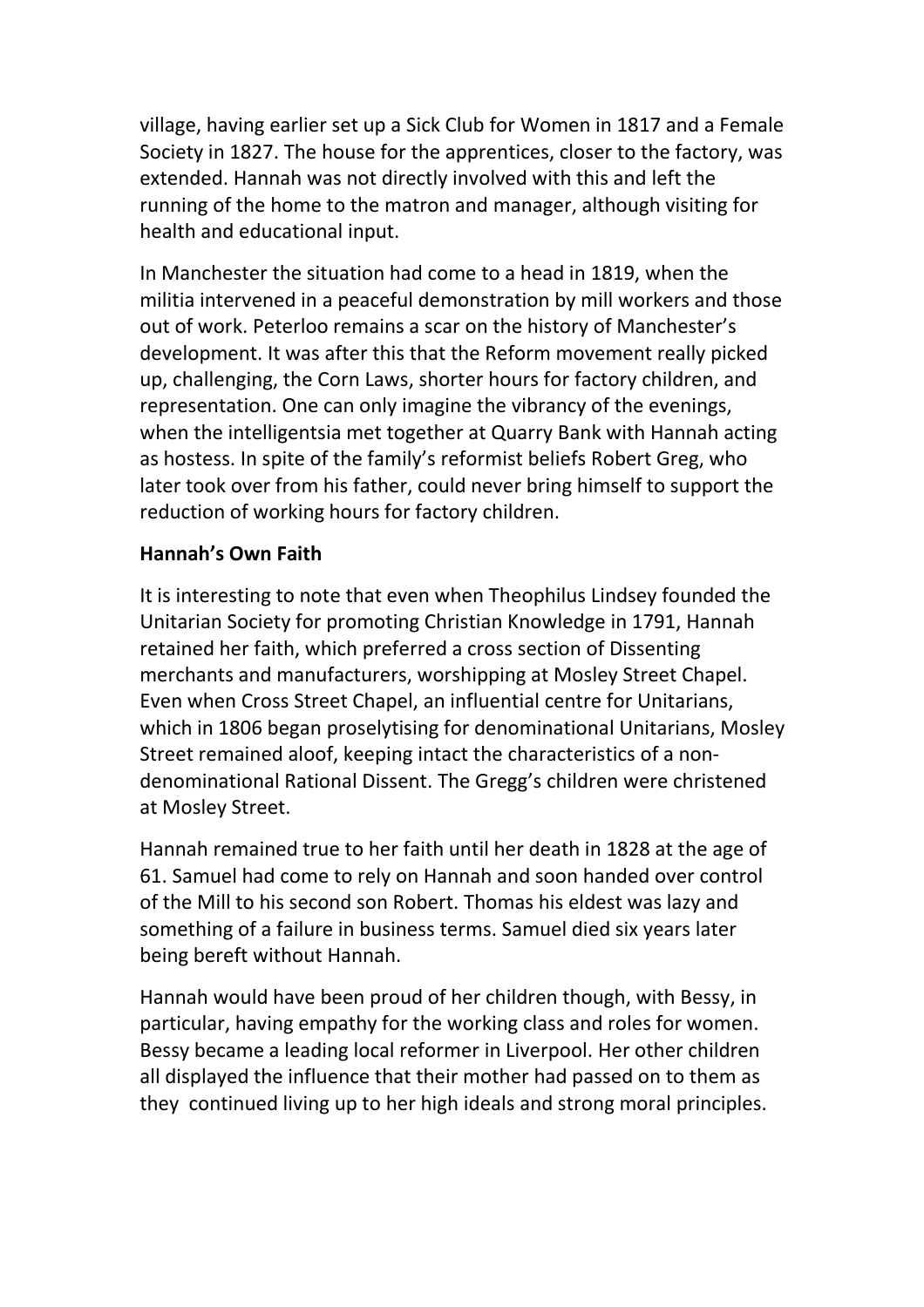village, having earlier set up a Sick Club for Women in 1817 and a Female Society in 1827. The house for the apprentices, closer to the factory, was extended. Hannah was not directly involved with this and left the running of the home to the matron and manager, although visiting for health and educational input.

In Manchester the situation had come to a head in 1819, when the militia intervened in a peaceful demonstration by mill workers and those out of work. Peterloo remains a scar on the history of Manchester's development. It was after this that the Reform movement really picked up, challenging, the Corn Laws, shorter hours for factory children, and representation. One can only imagine the vibrancy of the evenings, when the intelligentsia met together at Quarry Bank with Hannah acting as hostess. In spite of the family's reformist beliefs Robert Greg, who later took over from his father, could never bring himself to support the reduction of working hours for factory children.

**Hannah's Own Faith**

It is interesting to note that even when Theophilus Lindsey founded the Unitarian Society for promoting Christian Knowledge in 1791, Hannah retained her faith, which preferred a cross section of Dissenting merchants and manufacturers, worshipping at Mosley Street Chapel. Even when Cross Street Chapel, an influential centre for Unitarians, which in 1806 began proselytising for denominational Unitarians, Mosley Street remained aloof, keeping intact the characteristics of a non-denominational Rational Dissent. The Gregg's children were christened at Mosley Street.

Hannah remained true to her faith until her death in 1828 at the age of 61. Samuel had come to rely on Hannah and soon handed over control of the Mill to his second son Robert. Thomas his eldest was lazy and something of a failure in business terms. Samuel died six years later being bereft without Hannah.

Hannah would have been proud of her children though, with Bessy, in particular, having empathy for the working class and roles for women. Bessy became a leading local reformer in Liverpool. Her other children all displayed the influence that their mother had passed on to them as they continued living up to her high ideals and strong moral principles.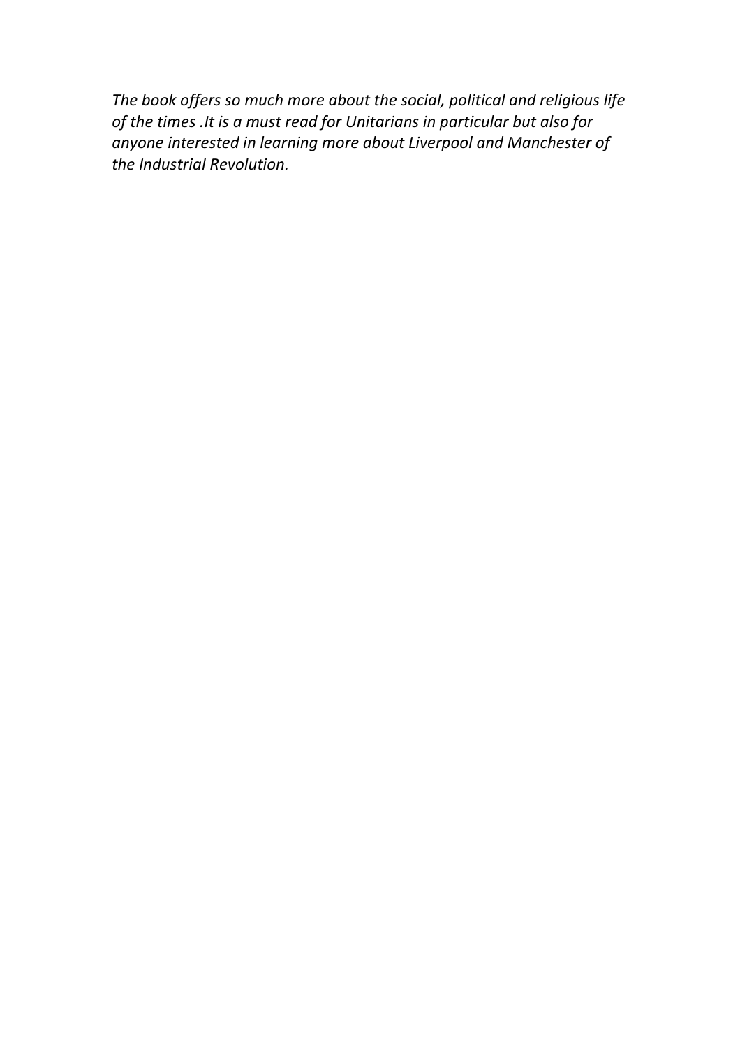*The book offers so much more about the social, political and religious life of the times .It is a must read for Unitarians in particular but also for anyone interested in learning more about Liverpool and Manchester of the Industrial Revolution.*